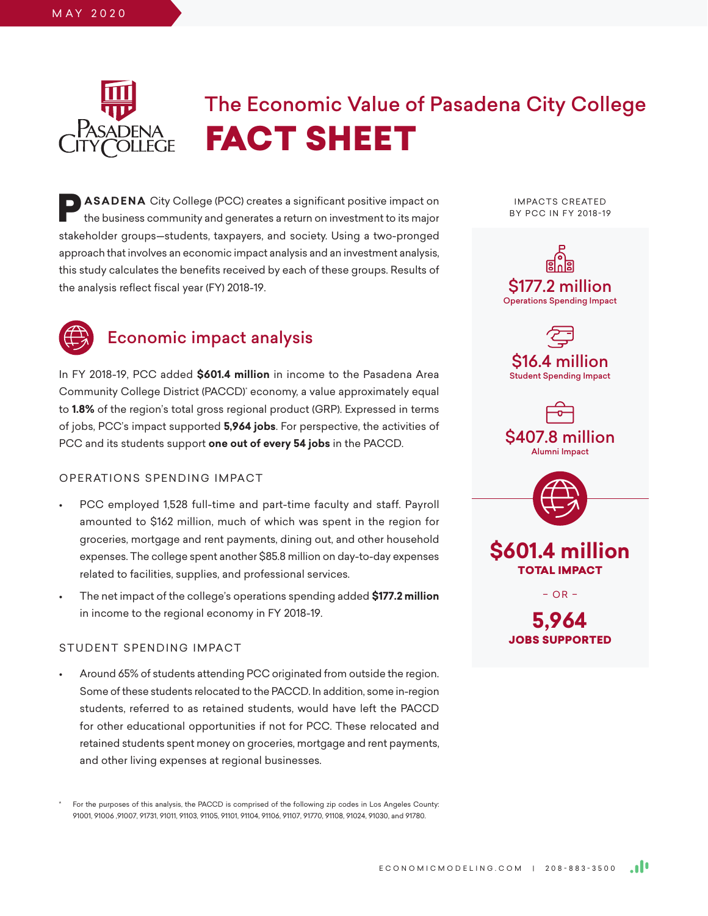MAY 2020

# The Economic Value of Pasadena City College

# FACT SHEET

**PASADENA** City College (PCC) creates a significant positive impact on the business community and generates a return on investment to its major stakeholder groups—students, taxpayers, and society. Using a two-pronged approach that involves an economic impact analysis and an investment analysis, this study calculates the benefits received by each of these groups. Results of the analysis reflect fiscal year (FY) 2018-19.

## Economic impact analysis

In FY 2018-19, PCC added **$601.4 million** in income to the Pasadena Area Community College District (PACCD)* economy, a value approximately equal to **1.8%** of the region's total gross regional product (GRP). Expressed in terms of jobs, PCC's impact supported **5,964 jobs**. For perspective, the activities of PCC and its students support **one out of every 54 jobs** in the PACCD.

### OPERATIONS SPENDING IMPACT

- PCC employed 1,528 full-time and part-time faculty and staff. Payroll amounted to $162 million, much of which was spent in the region for groceries, mortgage and rent payments, dining out, and other household expenses. The college spent another $85.8 million on day-to-day expenses related to facilities, supplies, and professional services.
- The net impact of the college's operations spending added **$177.2 million** in income to the regional economy in FY 2018-19.

### STUDENT SPENDING IMPACT

- Around 65% of students attending PCC originated from outside the region. Some of these students relocated to the PACCD. In addition, some in-region students, referred to as retained students, would have left the PACCD for other educational opportunities if not for PCC. These relocated and retained students spent money on groceries, mortgage and rent payments, and other living expenses at regional businesses.

IMPACTS CREATED BY PCC IN FY 2018-19

**$177.2 million**
Operations Spending Impact

**$16.4 million**
Student Spending Impact

**$407.8 million**
Alumni Impact

**$601.4 million**
**TOTAL IMPACT**

– OR –

**5,964**
**JOBS SUPPORTED**

\* For the purposes of this analysis, the PACCD is comprised of the following zip codes in Los Angeles County: 91001, 91006 ,91007, 91731, 91011, 91103, 91105, 91101, 91104, 91106, 91107, 91770, 91108, 91024, 91030, and 91780.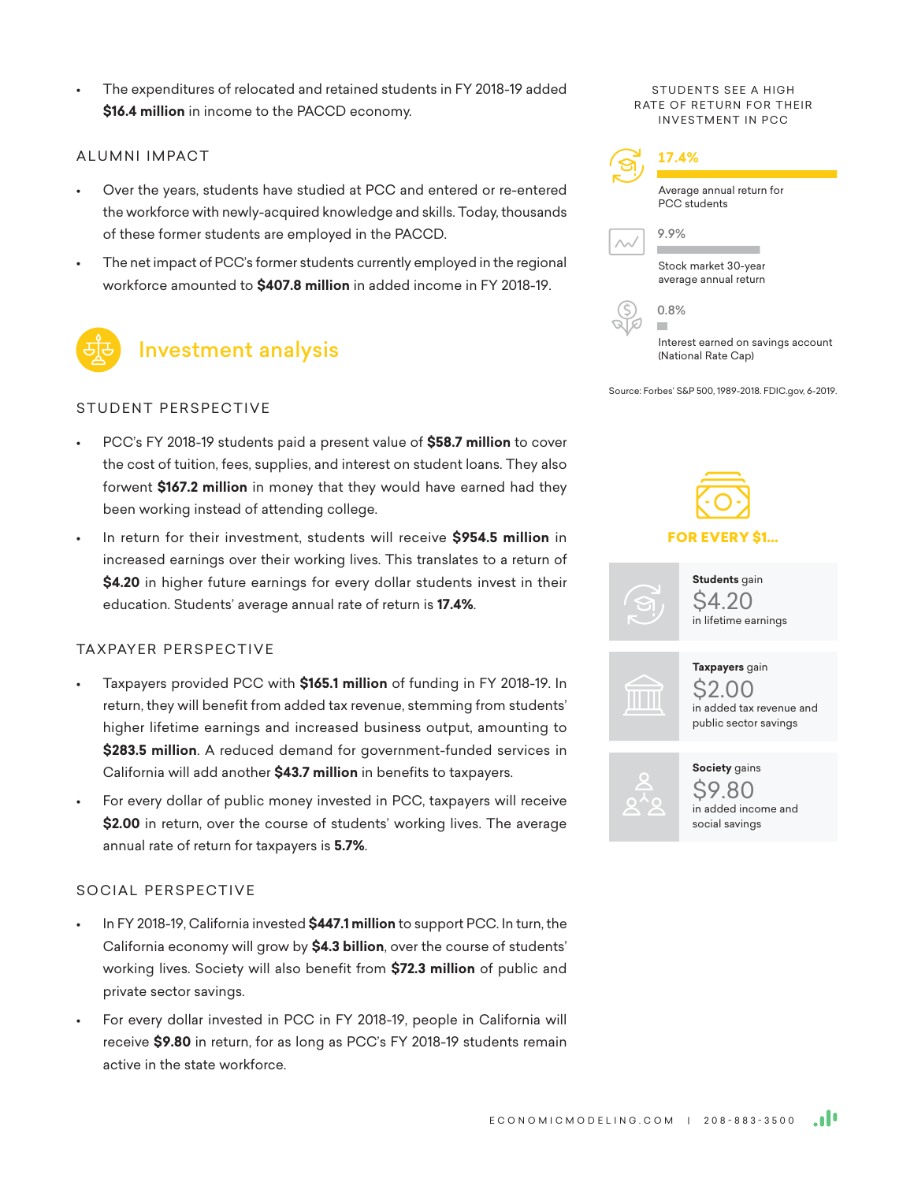- The expenditures of relocated and retained students in FY 2018-19 added **$16.4 million** in income to the PACCD economy.

ALUMNI IMPACT

- Over the years, students have studied at PCC and entered or re-entered the workforce with newly-acquired knowledge and skills. Today, thousands of these former students are employed in the PACCD.
- The net impact of PCC's former students currently employed in the regional workforce amounted to **$407.8 million** in added income in FY 2018-19.

## Investment analysis

STUDENT PERSPECTIVE

- PCC's FY 2018-19 students paid a present value of **$58.7 million** to cover the cost of tuition, fees, supplies, and interest on student loans. They also forwent **$167.2 million** in money that they would have earned had they been working instead of attending college.
- In return for their investment, students will receive **$954.5 million** in increased earnings over their working lives. This translates to a return of **$4.20** in higher future earnings for every dollar students invest in their education. Students' average annual rate of return is **17.4%**.

TAXPAYER PERSPECTIVE

- Taxpayers provided PCC with **$165.1 million** of funding in FY 2018-19. In return, they will benefit from added tax revenue, stemming from students' higher lifetime earnings and increased business output, amounting to **$283.5 million**. A reduced demand for government-funded services in California will add another **$43.7 million** in benefits to taxpayers.
- For every dollar of public money invested in PCC, taxpayers will receive **$2.00** in return, over the course of students' working lives. The average annual rate of return for taxpayers is **5.7%**.

SOCIAL PERSPECTIVE

- In FY 2018-19, California invested **$447.1 million** to support PCC. In turn, the California economy will grow by **$4.3 billion**, over the course of students' working lives. Society will also benefit from **$72.3 million** of public and private sector savings.
- For every dollar invested in PCC in FY 2018-19, people in California will receive **$9.80** in return, for as long as PCC's FY 2018-19 students remain active in the state workforce.

STUDENTS SEE A HIGH RATE OF RETURN FOR THEIR INVESTMENT IN PCC

17.4%
Average annual return for PCC students

9.9%
Stock market 30-year average annual return

0.8%
Interest earned on savings account (National Rate Cap)

Source: Forbes' S&P 500, 1989-2018. FDIC.gov, 6-2019.

**FOR EVERY $1...**

**Students** gain
$4.20
in lifetime earnings

**Taxpayers** gain
$2.00
in added tax revenue and public sector savings

**Society** gains
$9.80
in added income and social savings